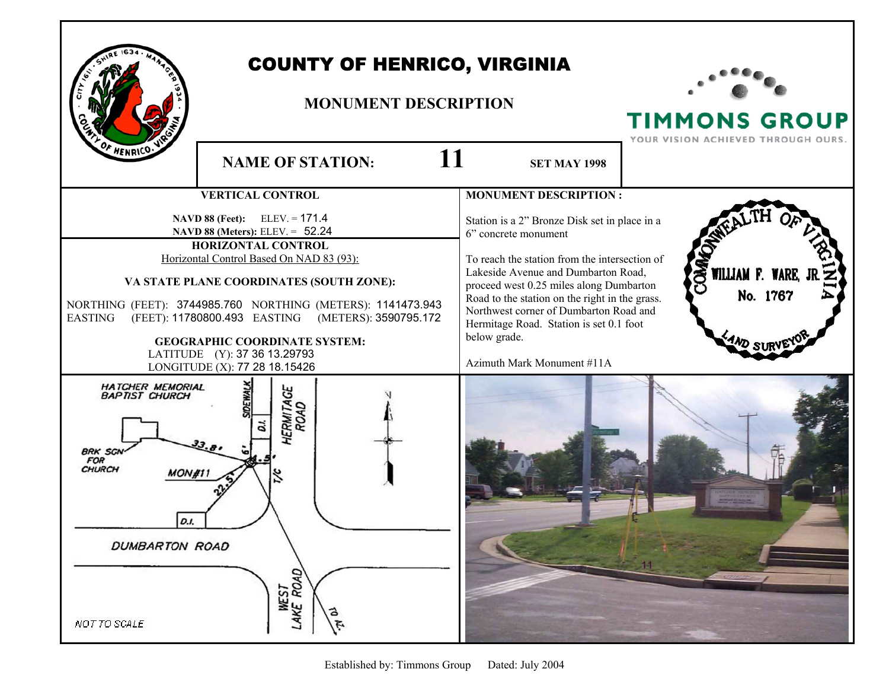# COUNTY OF HENRICO, VIRGINIA

## MONUMENT DESCRIPTION

TIMMONS GROUP
YOUR VISION ACHIEVED THROUGH OURS.

**NAME OF STATION:** **11** **SET MAY 1998**

### VERTICAL CONTROL

**NAVD 88 (Feet):** ELEV. = 171.4
**NAVD 88 (Meters):** ELEV. = 52.24

### HORIZONTAL CONTROL

Horizontal Control Based On NAD 83 (93):

**VA STATE PLANE COORDINATES (SOUTH ZONE):**

NORTHING (FEET): 3744985.760 NORTHING (METERS): 1141473.943
EASTING (FEET): 11780800.493 EASTING (METERS): 3590795.172

**GEOGRAPHIC COORDINATE SYSTEM:**

LATITUDE (Y): 37 36 13.29793
LONGITUDE (X): 77 28 18.15426

### MONUMENT DESCRIPTION :

Station is a 2" Bronze Disk set in place in a 6" concrete monument

To reach the station from the intersection of Lakeside Avenue and Dumbarton Road, proceed west 0.25 miles along Dumbarton Road to the station on the right in the grass. Northwest corner of Dumbarton Road and Hermitage Road. Station is set 0.1 foot below grade.

Azimuth Mark Monument #11A

COMMONWEALTH OF VIRGINIA
WILLIAM F. WARE, JR.
No. 1767
LAND SURVEYOR

HATCHER MEMORIAL BAPTIST CHURCH
SIDEWALK
HERMITAGE ROAD
D.I.
BRK SGN FOR CHURCH
33.8'
6'
4.5'
MON#11
22.5'
T/C
D.I.
DUMBARTON ROAD
WEST LAKE ROAD
TO AZ.
NOT TO SCALE

Established by: Timmons Group Dated: July 2004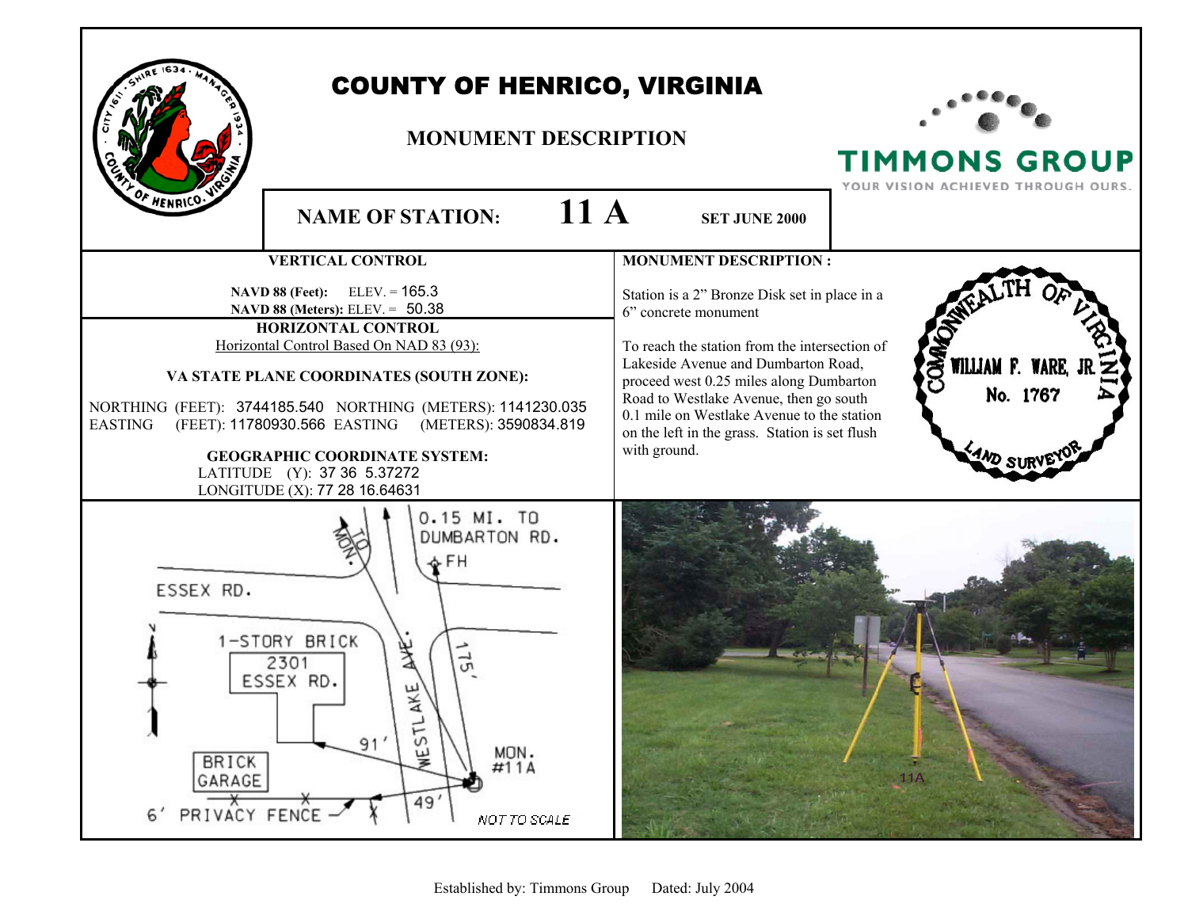# COUNTY OF HENRICO, VIRGINIA

## MONUMENT DESCRIPTION

TIMMONS GROUP
YOUR VISION ACHIEVED THROUGH OURS.

**NAME OF STATION:** **11 A** **SET JUNE 2000**

### VERTICAL CONTROL

**NAVD 88 (Feet):** ELEV. = 165.3
**NAVD 88 (Meters):** ELEV. = 50.38

### HORIZONTAL CONTROL

Horizontal Control Based On NAD 83 (93):

**VA STATE PLANE COORDINATES (SOUTH ZONE):**

NORTHING (FEET): 3744185.540 NORTHING (METERS): 1141230.035
EASTING (FEET): 11780930.566 EASTING (METERS): 3590834.819

**GEOGRAPHIC COORDINATE SYSTEM:**
LATITUDE (Y): 37 36 5.37272
LONGITUDE (X): 77 28 16.64631

### MONUMENT DESCRIPTION :

Station is a 2" Bronze Disk set in place in a 6" concrete monument

To reach the station from the intersection of Lakeside Avenue and Dumbarton Road, proceed west 0.25 miles along Dumbarton Road to Westlake Avenue, then go south 0.1 mile on Westlake Avenue to the station on the left in the grass. Station is set flush with ground.

COMMONWEALTH OF VIRGINIA
WILLIAM F. WARE, JR.
No. 1767
LAND SURVEYOR

TO MON.
0.15 MI. TO DUMBARTON RD.
FH
ESSEX RD.
1-STORY BRICK 2301 ESSEX RD.
WESTLAKE AVE.
175'
91'
MON. #11A
BRICK GARAGE
49'
6' PRIVACY FENCE
NOT TO SCALE

11A

Established by: Timmons Group Dated: July 2004